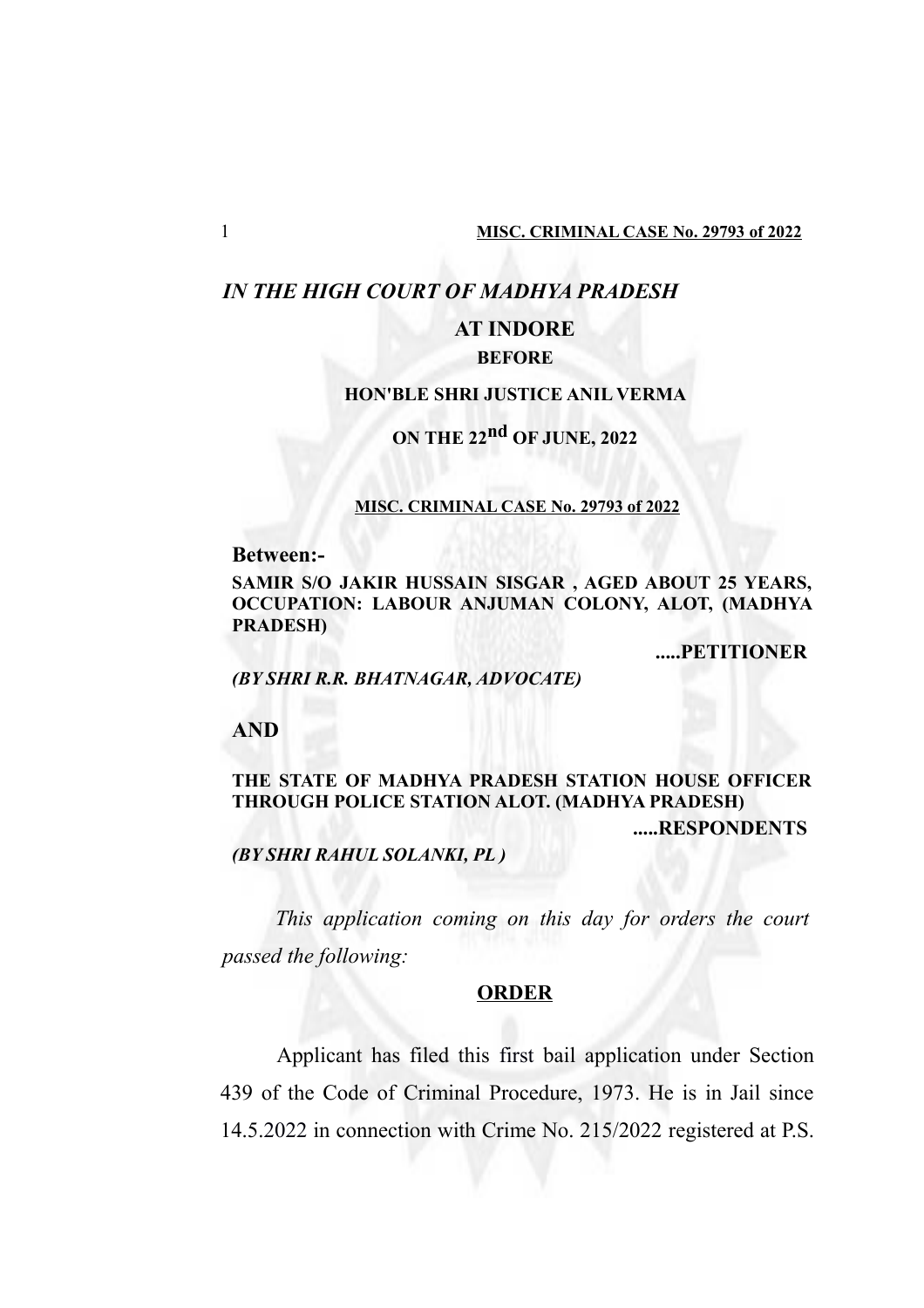# *IN THE HIGH COURT OF MADHYA PRADESH*

## AT INDORE

**BEFORE**

**HON'BLE SHRI JUSTICE ANIL VERMA**

**ON THE 22nd OF JUNE, 2022**

**MISC. CRIMINAL CASE No. 29793 of 2022**

**Between:-**

**SAMIR S/O JAKIR HUSSAIN SISGAR , AGED ABOUT 25 YEARS, OCCUPATION: LABOUR ANJUMAN COLONY, ALOT, (MADHYA PRADESH)**

**.....PETITIONER**

***(BY SHRI R.R. BHATNAGAR, ADVOCATE)***

**AND**

**THE STATE OF MADHYA PRADESH STATION HOUSE OFFICER THROUGH POLICE STATION ALOT. (MADHYA PRADESH)**

**.....RESPONDENTS**

***(BY SHRI RAHUL SOLANKI, PL )***

*This application coming on this day for orders the court passed the following:*

**ORDER**

Applicant has filed this first bail application under Section 439 of the Code of Criminal Procedure, 1973. He is in Jail since 14.5.2022 in connection with Crime No. 215/2022 registered at P.S.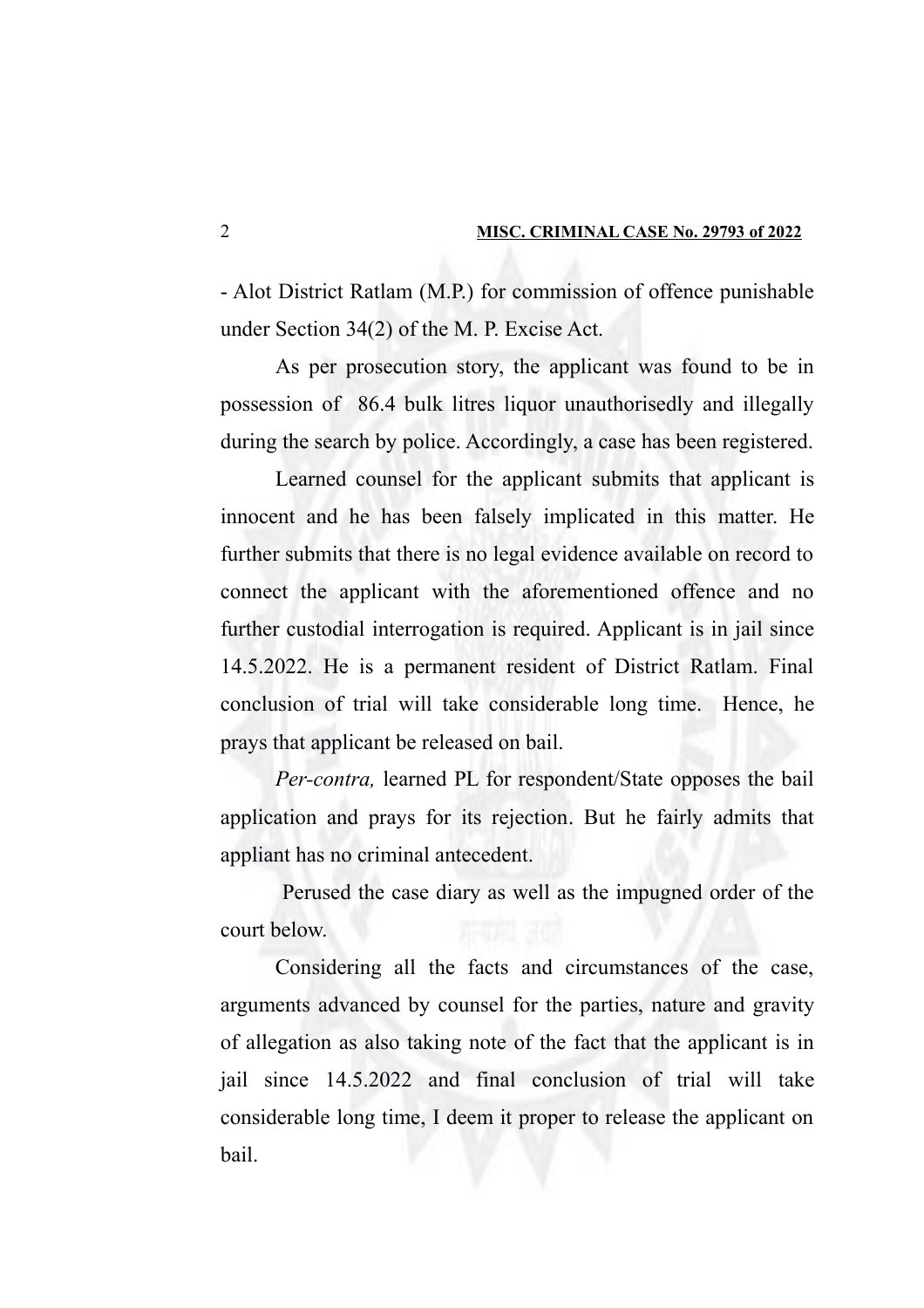- Alot District Ratlam (M.P.) for commission of offence punishable under Section 34(2) of the M. P. Excise Act.

As per prosecution story, the applicant was found to be in possession of 86.4 bulk litres liquor unauthorisedly and illegally during the search by police. Accordingly, a case has been registered.

Learned counsel for the applicant submits that applicant is innocent and he has been falsely implicated in this matter. He further submits that there is no legal evidence available on record to connect the applicant with the aforementioned offence and no further custodial interrogation is required. Applicant is in jail since 14.5.2022. He is a permanent resident of District Ratlam. Final conclusion of trial will take considerable long time. Hence, he prays that applicant be released on bail.

*Per-contra,* learned PL for respondent/State opposes the bail application and prays for its rejection. But he fairly admits that appliant has no criminal antecedent.

Perused the case diary as well as the impugned order of the court below.

Considering all the facts and circumstances of the case, arguments advanced by counsel for the parties, nature and gravity of allegation as also taking note of the fact that the applicant is in jail since 14.5.2022 and final conclusion of trial will take considerable long time, I deem it proper to release the applicant on bail.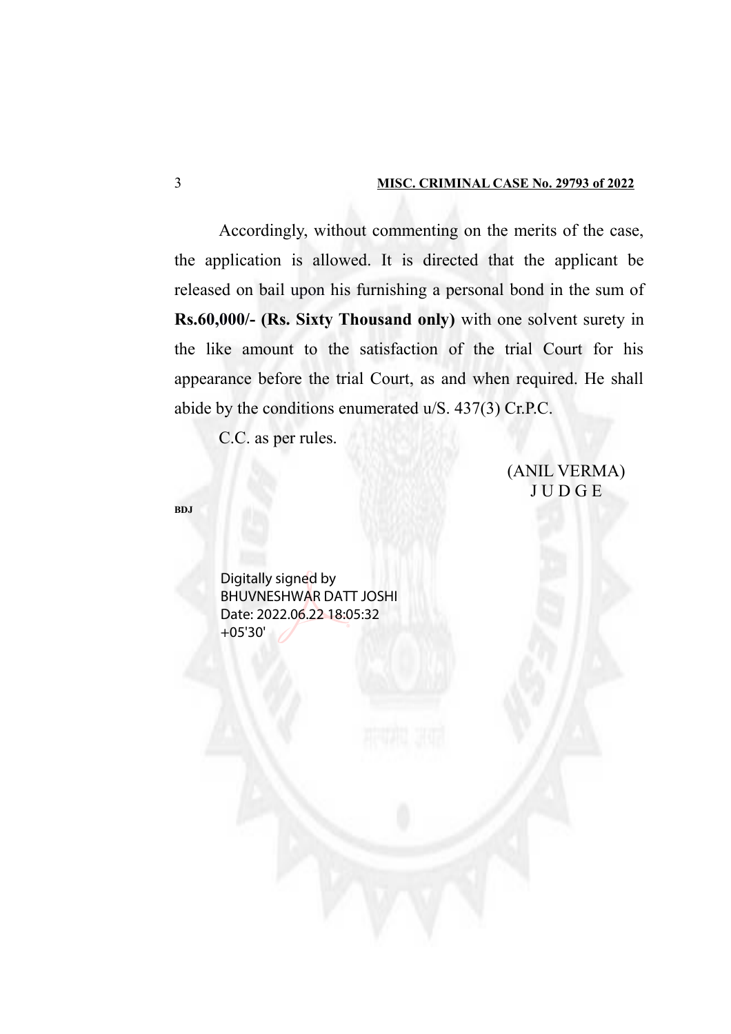Accordingly, without commenting on the merits of the case, the application is allowed. It is directed that the applicant be released on bail upon his furnishing a personal bond in the sum of **Rs.60,000/- (Rs. Sixty Thousand only)** with one solvent surety in the like amount to the satisfaction of the trial Court for his appearance before the trial Court, as and when required. He shall abide by the conditions enumerated u/S. 437(3) Cr.P.C.

C.C. as per rules.

(ANIL VERMA)
JUDGE

**BDJ**

Digitally signed by
BHUVNESHWAR DATT JOSHI
Date: 2022.06.22 18:05:32
+05'30'